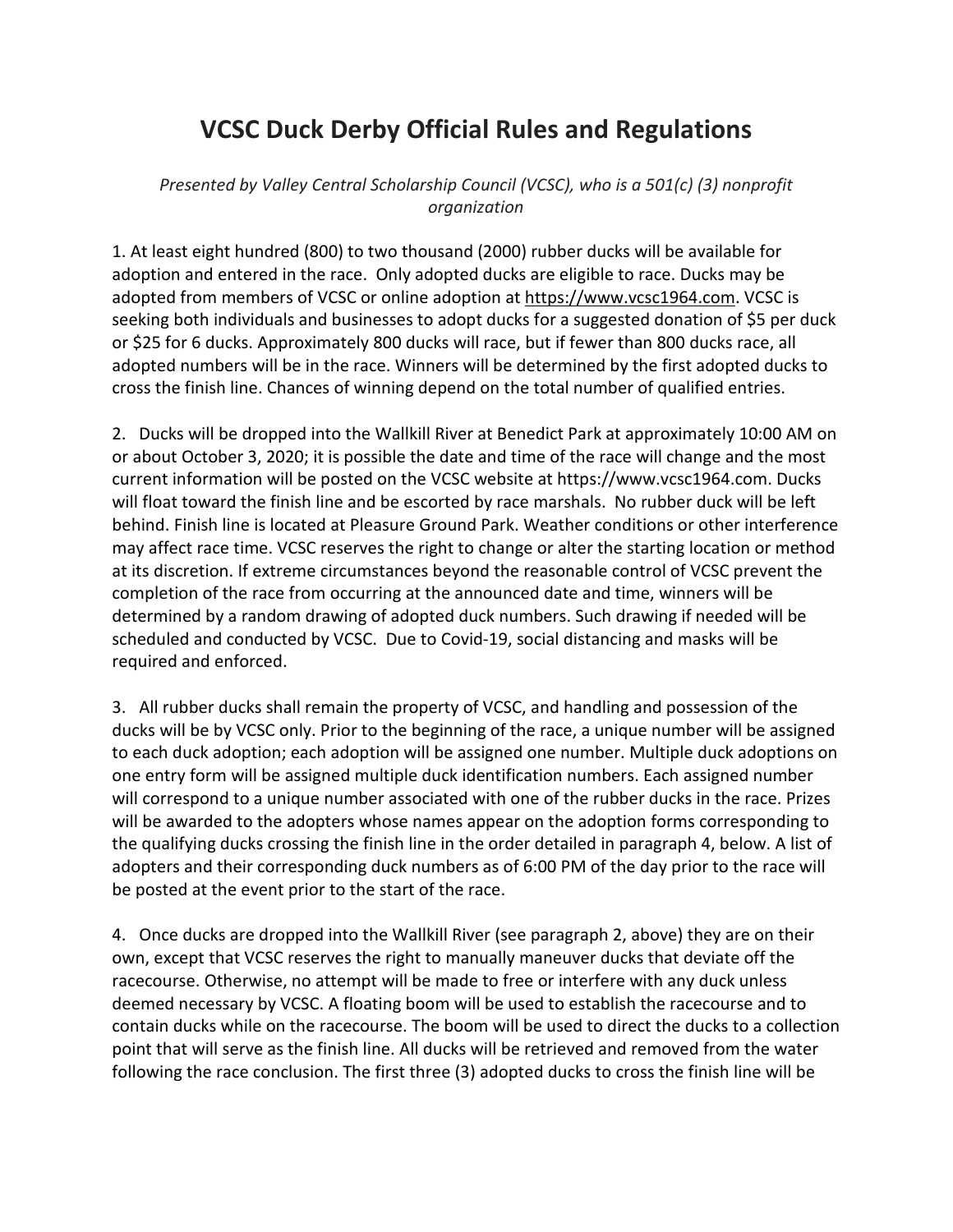# VCSC Duck Derby Official Rules and Regulations

*Presented by Valley Central Scholarship Council (VCSC), who is a 501(c) (3) nonprofit organization*

1. At least eight hundred (800) to two thousand (2000) rubber ducks will be available for adoption and entered in the race. Only adopted ducks are eligible to race. Ducks may be adopted from members of VCSC or online adoption at https://www.vcsc1964.com. VCSC is seeking both individuals and businesses to adopt ducks for a suggested donation of $5 per duck or $25 for 6 ducks. Approximately 800 ducks will race, but if fewer than 800 ducks race, all adopted numbers will be in the race. Winners will be determined by the first adopted ducks to cross the finish line. Chances of winning depend on the total number of qualified entries.

2. Ducks will be dropped into the Wallkill River at Benedict Park at approximately 10:00 AM on or about October 3, 2020; it is possible the date and time of the race will change and the most current information will be posted on the VCSC website at https://www.vcsc1964.com. Ducks will float toward the finish line and be escorted by race marshals. No rubber duck will be left behind. Finish line is located at Pleasure Ground Park. Weather conditions or other interference may affect race time. VCSC reserves the right to change or alter the starting location or method at its discretion. If extreme circumstances beyond the reasonable control of VCSC prevent the completion of the race from occurring at the announced date and time, winners will be determined by a random drawing of adopted duck numbers. Such drawing if needed will be scheduled and conducted by VCSC. Due to Covid-19, social distancing and masks will be required and enforced.

3. All rubber ducks shall remain the property of VCSC, and handling and possession of the ducks will be by VCSC only. Prior to the beginning of the race, a unique number will be assigned to each duck adoption; each adoption will be assigned one number. Multiple duck adoptions on one entry form will be assigned multiple duck identification numbers. Each assigned number will correspond to a unique number associated with one of the rubber ducks in the race. Prizes will be awarded to the adopters whose names appear on the adoption forms corresponding to the qualifying ducks crossing the finish line in the order detailed in paragraph 4, below. A list of adopters and their corresponding duck numbers as of 6:00 PM of the day prior to the race will be posted at the event prior to the start of the race.

4. Once ducks are dropped into the Wallkill River (see paragraph 2, above) they are on their own, except that VCSC reserves the right to manually maneuver ducks that deviate off the racecourse. Otherwise, no attempt will be made to free or interfere with any duck unless deemed necessary by VCSC. A floating boom will be used to establish the racecourse and to contain ducks while on the racecourse. The boom will be used to direct the ducks to a collection point that will serve as the finish line. All ducks will be retrieved and removed from the water following the race conclusion. The first three (3) adopted ducks to cross the finish line will be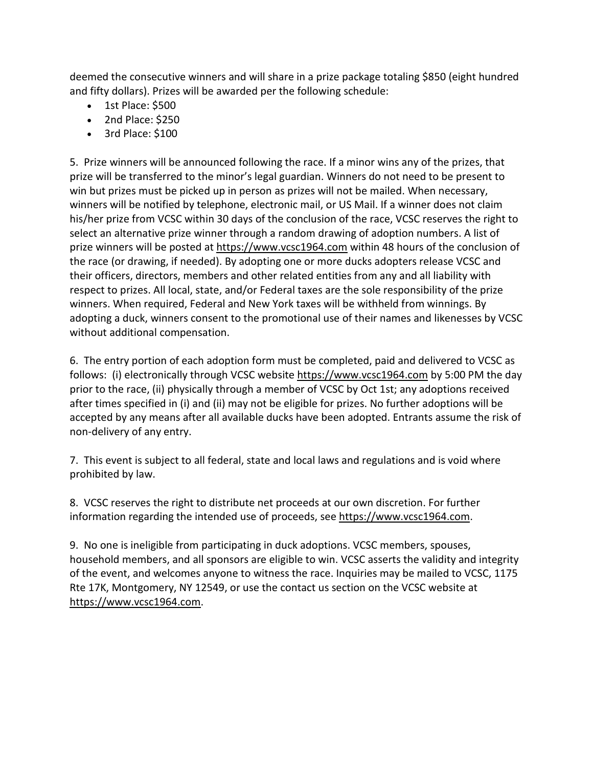deemed the consecutive winners and will share in a prize package totaling $850 (eight hundred and fifty dollars). Prizes will be awarded per the following schedule:

- 1st Place: $500
- 2nd Place: $250
- 3rd Place: $100

5. Prize winners will be announced following the race. If a minor wins any of the prizes, that prize will be transferred to the minor's legal guardian. Winners do not need to be present to win but prizes must be picked up in person as prizes will not be mailed. When necessary, winners will be notified by telephone, electronic mail, or US Mail. If a winner does not claim his/her prize from VCSC within 30 days of the conclusion of the race, VCSC reserves the right to select an alternative prize winner through a random drawing of adoption numbers. A list of prize winners will be posted at https://www.vcsc1964.com within 48 hours of the conclusion of the race (or drawing, if needed). By adopting one or more ducks adopters release VCSC and their officers, directors, members and other related entities from any and all liability with respect to prizes. All local, state, and/or Federal taxes are the sole responsibility of the prize winners. When required, Federal and New York taxes will be withheld from winnings. By adopting a duck, winners consent to the promotional use of their names and likenesses by VCSC without additional compensation.

6. The entry portion of each adoption form must be completed, paid and delivered to VCSC as follows: (i) electronically through VCSC website https://www.vcsc1964.com by 5:00 PM the day prior to the race, (ii) physically through a member of VCSC by Oct 1st; any adoptions received after times specified in (i) and (ii) may not be eligible for prizes. No further adoptions will be accepted by any means after all available ducks have been adopted. Entrants assume the risk of non-delivery of any entry.

7. This event is subject to all federal, state and local laws and regulations and is void where prohibited by law.

8. VCSC reserves the right to distribute net proceeds at our own discretion. For further information regarding the intended use of proceeds, see https://www.vcsc1964.com.

9. No one is ineligible from participating in duck adoptions. VCSC members, spouses, household members, and all sponsors are eligible to win. VCSC asserts the validity and integrity of the event, and welcomes anyone to witness the race. Inquiries may be mailed to VCSC, 1175 Rte 17K, Montgomery, NY 12549, or use the contact us section on the VCSC website at https://www.vcsc1964.com.